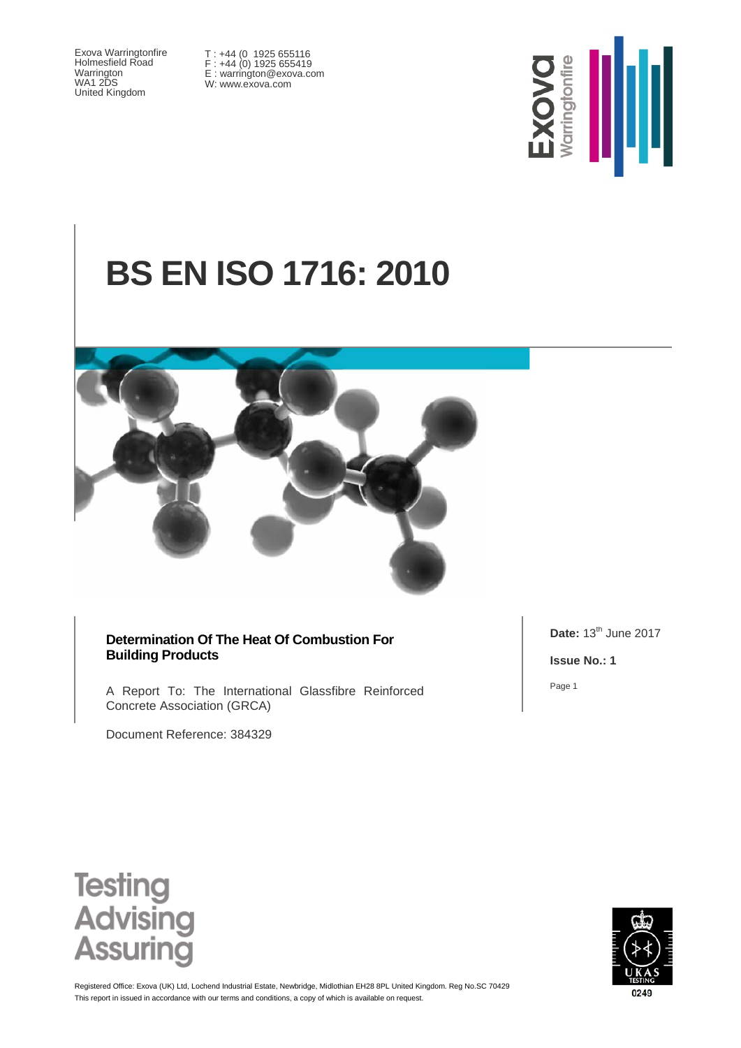Exova Warringtonfire
Holmesfield Road
Warrington
WA1 2DS
United Kingdom

T : +44 (0 1925 655116
F : +44 (0) 1925 655419
E : warrington@exova.com
W: www.exova.com

# BS EN ISO 1716: 2010

**Determination Of The Heat Of Combustion For Building Products**

A Report To: The International Glassfibre Reinforced Concrete Association (GRCA)

Document Reference: 384329

**Date:** 13th June 2017

**Issue No.: 1**

Testing
Advising
Assuring

Registered Office: Exova (UK) Ltd, Lochend Industrial Estate, Newbridge, Midlothian EH28 8PL United Kingdom. Reg No.SC 70429
This report in issued in accordance with our terms and conditions, a copy of which is available on request.

0249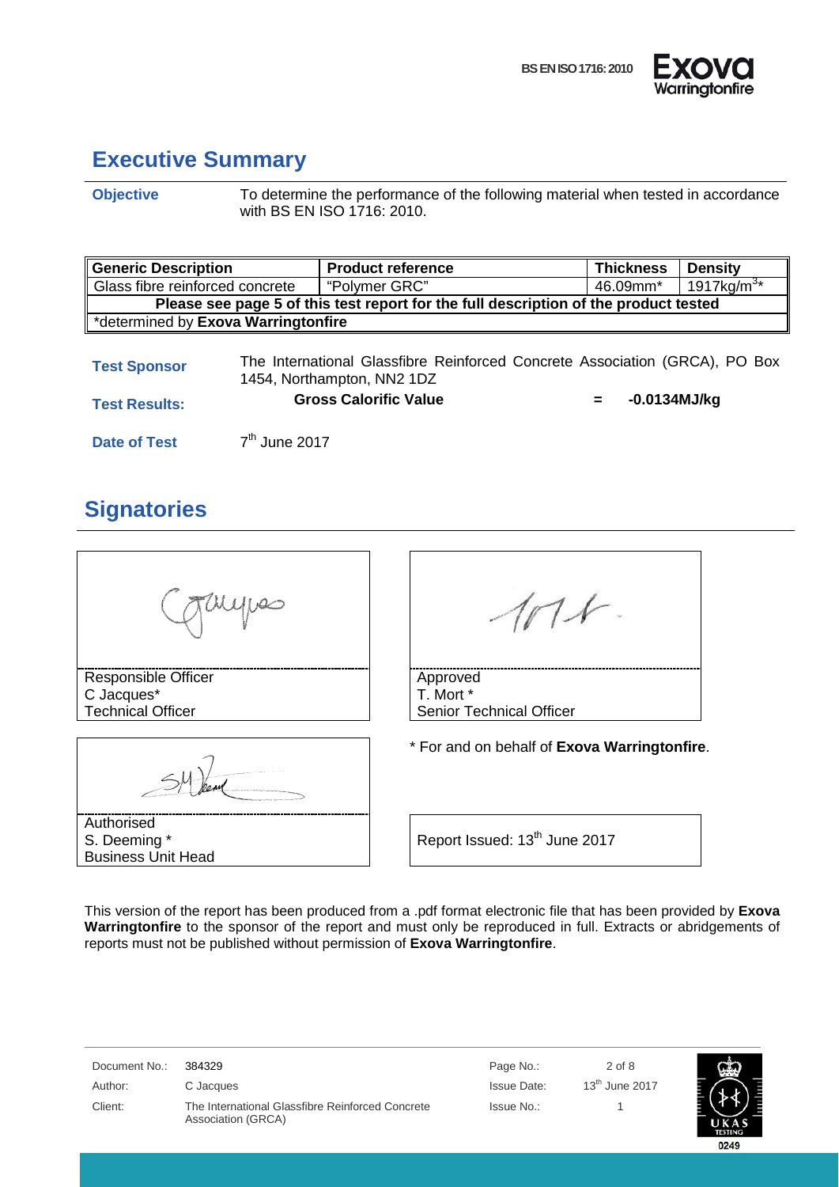## Executive Summary

**Objective** To determine the performance of the following material when tested in accordance with BS EN ISO 1716: 2010.

| Generic Description | Product reference | Thickness | Density |
|---|---|---|---|
| Glass fibre reinforced concrete | "Polymer GRC" | 46.09mm* | 1917kg/m$^3$* |
| **Please see page 5 of this test report for the full description of the product tested** | | | |
| *determined by **Exova Warringtonfire** | | | |

**Test Sponsor** The International Glassfibre Reinforced Concrete Association (GRCA), PO Box 1454, Northampton, NN2 1DZ

**Test Results:** **Gross Calorific Value** **=** **-0.0134MJ/kg**

**Date of Test** 7th June 2017

## Signatories

Responsible Officer
C Jacques*
Technical Officer

Approved
T. Mort *
Senior Technical Officer

Authorised
S. Deeming *
Business Unit Head

* For and on behalf of **Exova Warringtonfire**.

Report Issued: 13th June 2017

This version of the report has been produced from a .pdf format electronic file that has been provided by **Exova Warringtonfire** to the sponsor of the report and must only be reproduced in full. Extracts or abridgements of reports must not be published without permission of **Exova Warringtonfire**.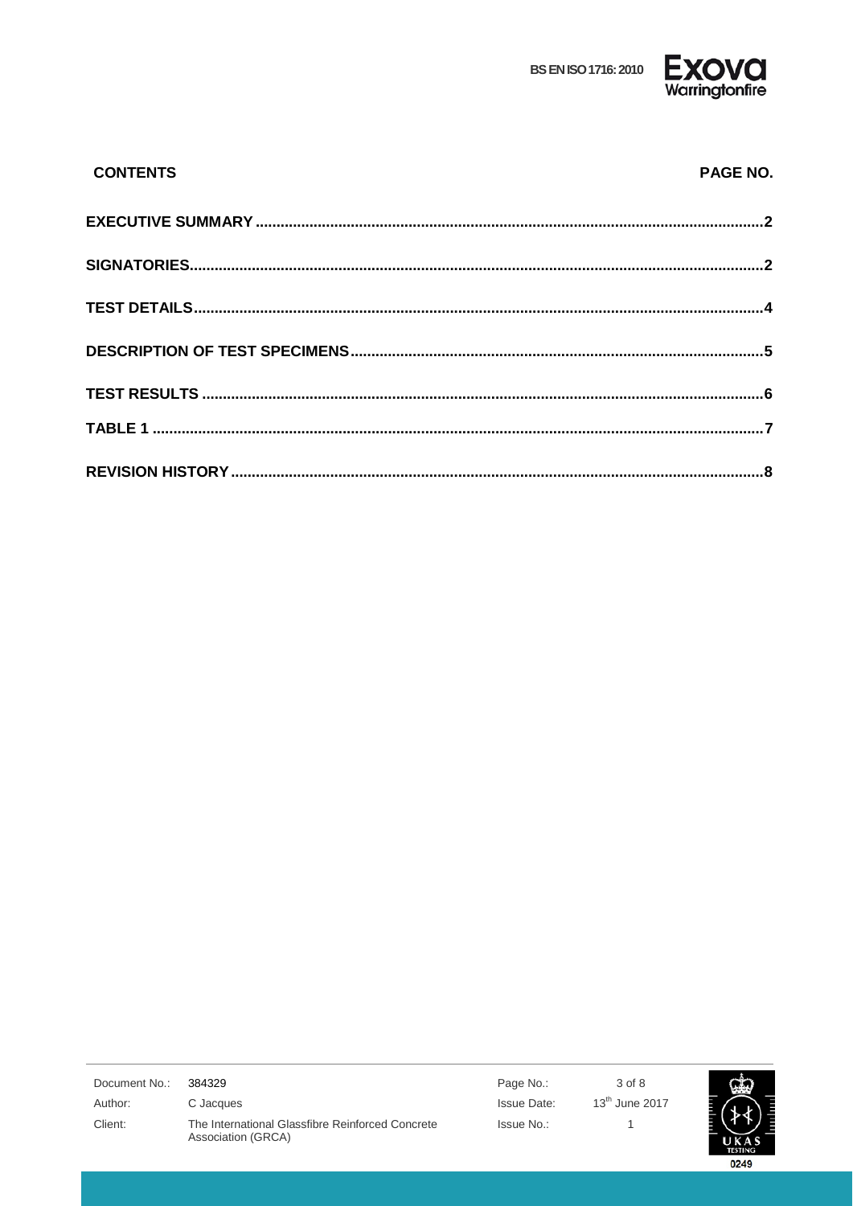| CONTENTS | PAGE NO. |
|---|---|
| **EXECUTIVE SUMMARY** | **2** |
| **SIGNATORIES** | **2** |
| **TEST DETAILS** | **4** |
| **DESCRIPTION OF TEST SPECIMENS** | **5** |
| **TEST RESULTS** | **6** |
| **TABLE 1** | **7** |
| **REVISION HISTORY** | **8** |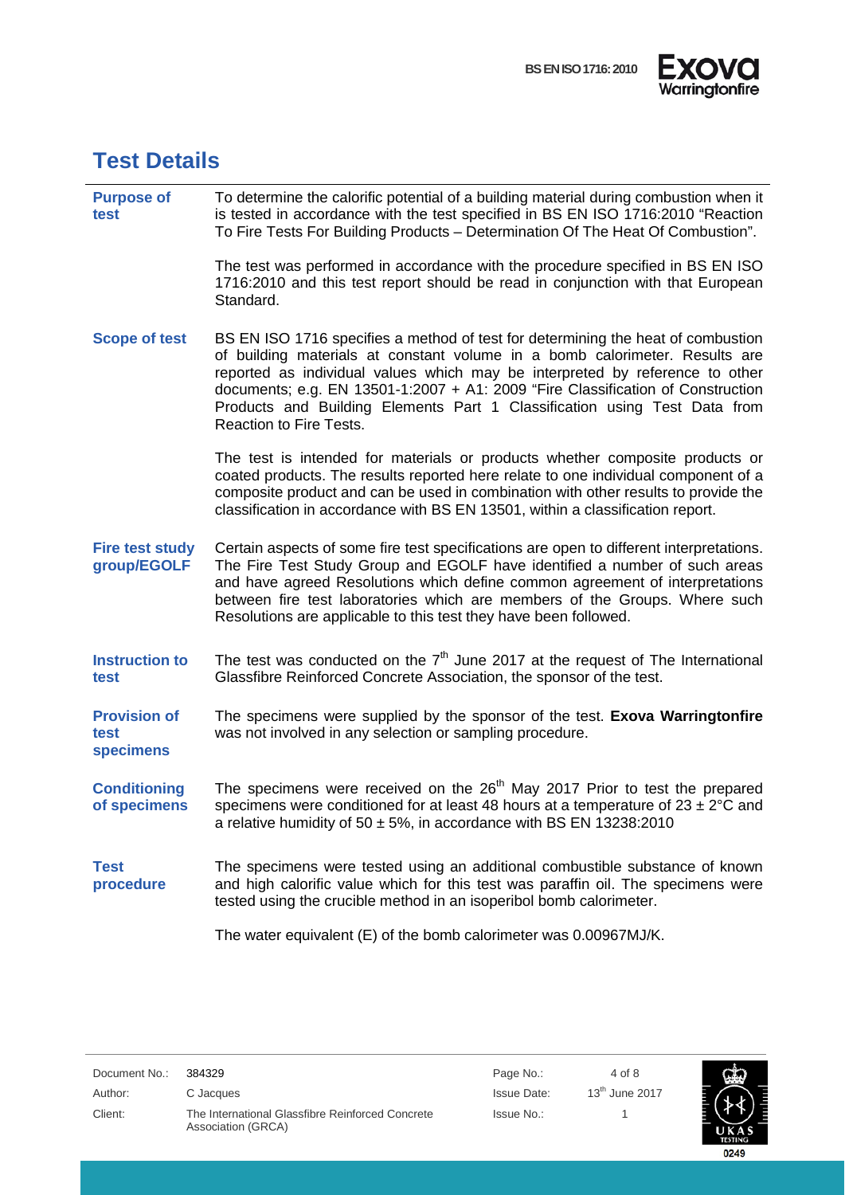## Test Details

| | |
|---|---|
| **Purpose of test** | To determine the calorific potential of a building material during combustion when it is tested in accordance with the test specified in BS EN ISO 1716:2010 "Reaction To Fire Tests For Building Products – Determination Of The Heat Of Combustion".<br><br>The test was performed in accordance with the procedure specified in BS EN ISO 1716:2010 and this test report should be read in conjunction with that European Standard. |
| **Scope of test** | BS EN ISO 1716 specifies a method of test for determining the heat of combustion of building materials at constant volume in a bomb calorimeter. Results are reported as individual values which may be interpreted by reference to other documents; e.g. EN 13501-1:2007 + A1: 2009 "Fire Classification of Construction Products and Building Elements Part 1 Classification using Test Data from Reaction to Fire Tests.<br><br>The test is intended for materials or products whether composite products or coated products. The results reported here relate to one individual component of a composite product and can be used in combination with other results to provide the classification in accordance with BS EN 13501, within a classification report. |
| **Fire test study group/EGOLF** | Certain aspects of some fire test specifications are open to different interpretations. The Fire Test Study Group and EGOLF have identified a number of such areas and have agreed Resolutions which define common agreement of interpretations between fire test laboratories which are members of the Groups. Where such Resolutions are applicable to this test they have been followed. |
| **Instruction to test** | The test was conducted on the 7th June 2017 at the request of The International Glassfibre Reinforced Concrete Association, the sponsor of the test. |
| **Provision of test specimens** | The specimens were supplied by the sponsor of the test. **Exova Warringtonfire** was not involved in any selection or sampling procedure. |
| **Conditioning of specimens** | The specimens were received on the 26th May 2017 Prior to test the prepared specimens were conditioned for at least 48 hours at a temperature of 23 ± 2°C and a relative humidity of 50 ± 5%, in accordance with BS EN 13238:2010 |
| **Test procedure** | The specimens were tested using an additional combustible substance of known and high calorific value which for this test was paraffin oil. The specimens were tested using the crucible method in an isoperibol bomb calorimeter.<br><br>The water equivalent (E) of the bomb calorimeter was 0.00967MJ/K. |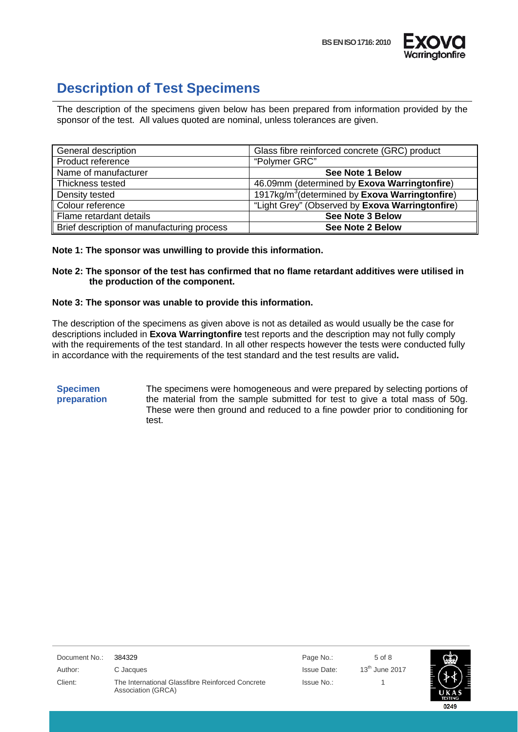# Description of Test Specimens

The description of the specimens given below has been prepared from information provided by the sponsor of the test. All values quoted are nominal, unless tolerances are given.

| | |
|---|---|
| General description | Glass fibre reinforced concrete (GRC) product |
| Product reference | "Polymer GRC" |
| Name of manufacturer | **See Note 1 Below** |
| Thickness tested | 46.09mm (determined by **Exova Warringtonfire**) |
| Density tested | 1917kg/m$^3$(determined by **Exova Warringtonfire**) |
| Colour reference | "Light Grey" (Observed by **Exova Warringtonfire**) |
| Flame retardant details | **See Note 3 Below** |
| Brief description of manufacturing process | **See Note 2 Below** |

**Note 1: The sponsor was unwilling to provide this information.**

**Note 2: The sponsor of the test has confirmed that no flame retardant additives were utilised in the production of the component.**

**Note 3: The sponsor was unable to provide this information.**

The description of the specimens as given above is not as detailed as would usually be the case for descriptions included in **Exova Warringtonfire** test reports and the description may not fully comply with the requirements of the test standard. In all other respects however the tests were conducted fully in accordance with the requirements of the test standard and the test results are valid**.**

**Specimen preparation**

The specimens were homogeneous and were prepared by selecting portions of the material from the sample submitted for test to give a total mass of 50g. These were then ground and reduced to a fine powder prior to conditioning for test.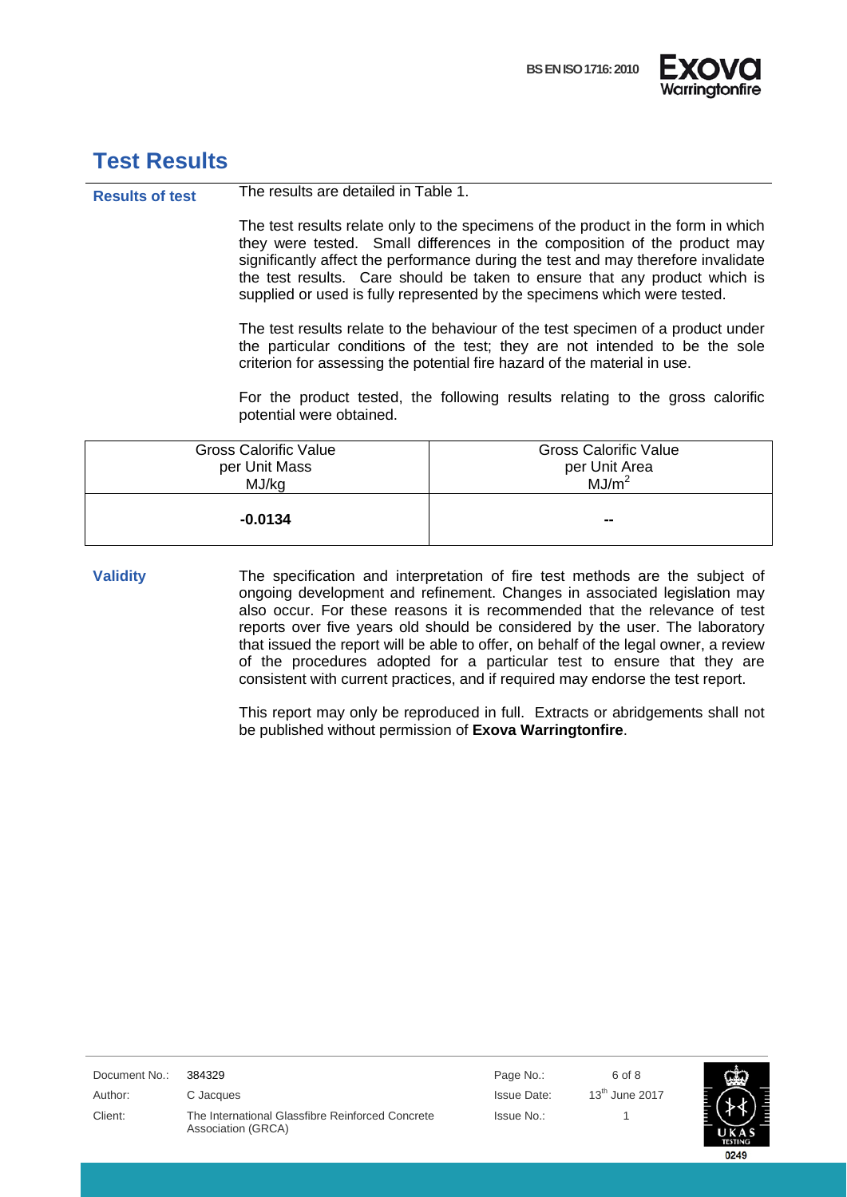# Test Results

**Results of test**

The results are detailed in Table 1.

The test results relate only to the specimens of the product in the form in which they were tested. Small differences in the composition of the product may significantly affect the performance during the test and may therefore invalidate the test results. Care should be taken to ensure that any product which is supplied or used is fully represented by the specimens which were tested.

The test results relate to the behaviour of the test specimen of a product under the particular conditions of the test; they are not intended to be the sole criterion for assessing the potential fire hazard of the material in use.

For the product tested, the following results relating to the gross calorific potential were obtained.

| Gross Calorific Value per Unit Mass MJ/kg | Gross Calorific Value per Unit Area $MJ/m^2$ |
|---|---|
| **-0.0134** | -- |

**Validity**

The specification and interpretation of fire test methods are the subject of ongoing development and refinement. Changes in associated legislation may also occur. For these reasons it is recommended that the relevance of test reports over five years old should be considered by the user. The laboratory that issued the report will be able to offer, on behalf of the legal owner, a review of the procedures adopted for a particular test to ensure that they are consistent with current practices, and if required may endorse the test report.

This report may only be reproduced in full. Extracts or abridgements shall not be published without permission of **Exova Warringtonfire**.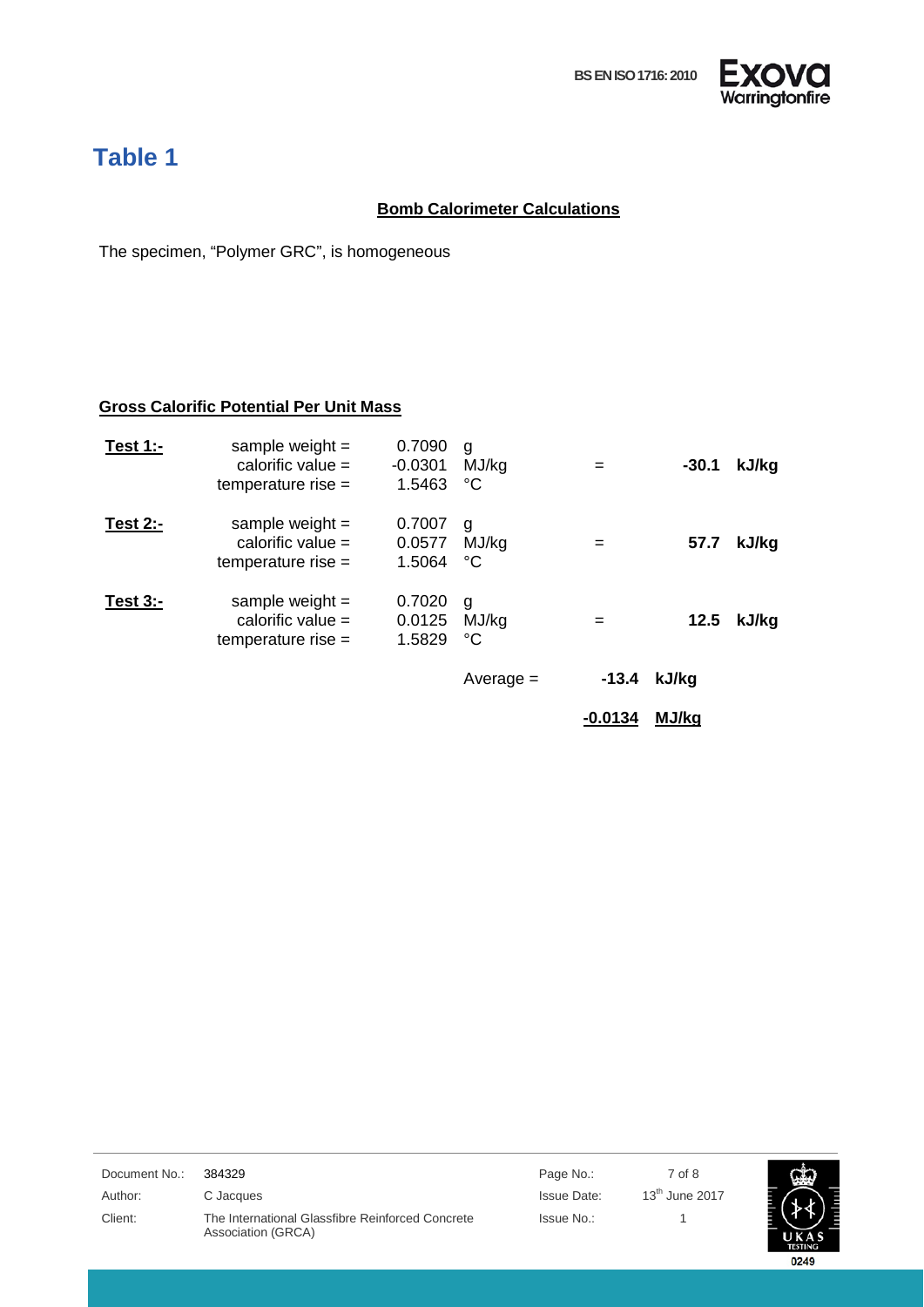# Table 1

**Bomb Calorimeter Calculations**

The specimen, "Polymer GRC", is homogeneous

**Gross Calorific Potential Per Unit Mass**

| | | | | | | |
|---|---|---|---|---|---|---|
| **Test 1:-** | sample weight = | 0.7090 | g | | | |
| | calorific value = | -0.0301 | MJ/kg | = | **-30.1** | **kJ/kg** |
| | temperature rise = | 1.5463 | °C | | | |
| **Test 2:-** | sample weight = | 0.7007 | g | | | |
| | calorific value = | 0.0577 | MJ/kg | = | **57.7** | **kJ/kg** |
| | temperature rise = | 1.5064 | °C | | | |
| **Test 3:-** | sample weight = | 0.7020 | g | | | |
| | calorific value = | 0.0125 | MJ/kg | = | **12.5** | **kJ/kg** |
| | temperature rise = | 1.5829 | °C | | | |
| | | | Average = | **-13.4** | **kJ/kg** | |
| | | | | **-0.0134** | **MJ/kg** | |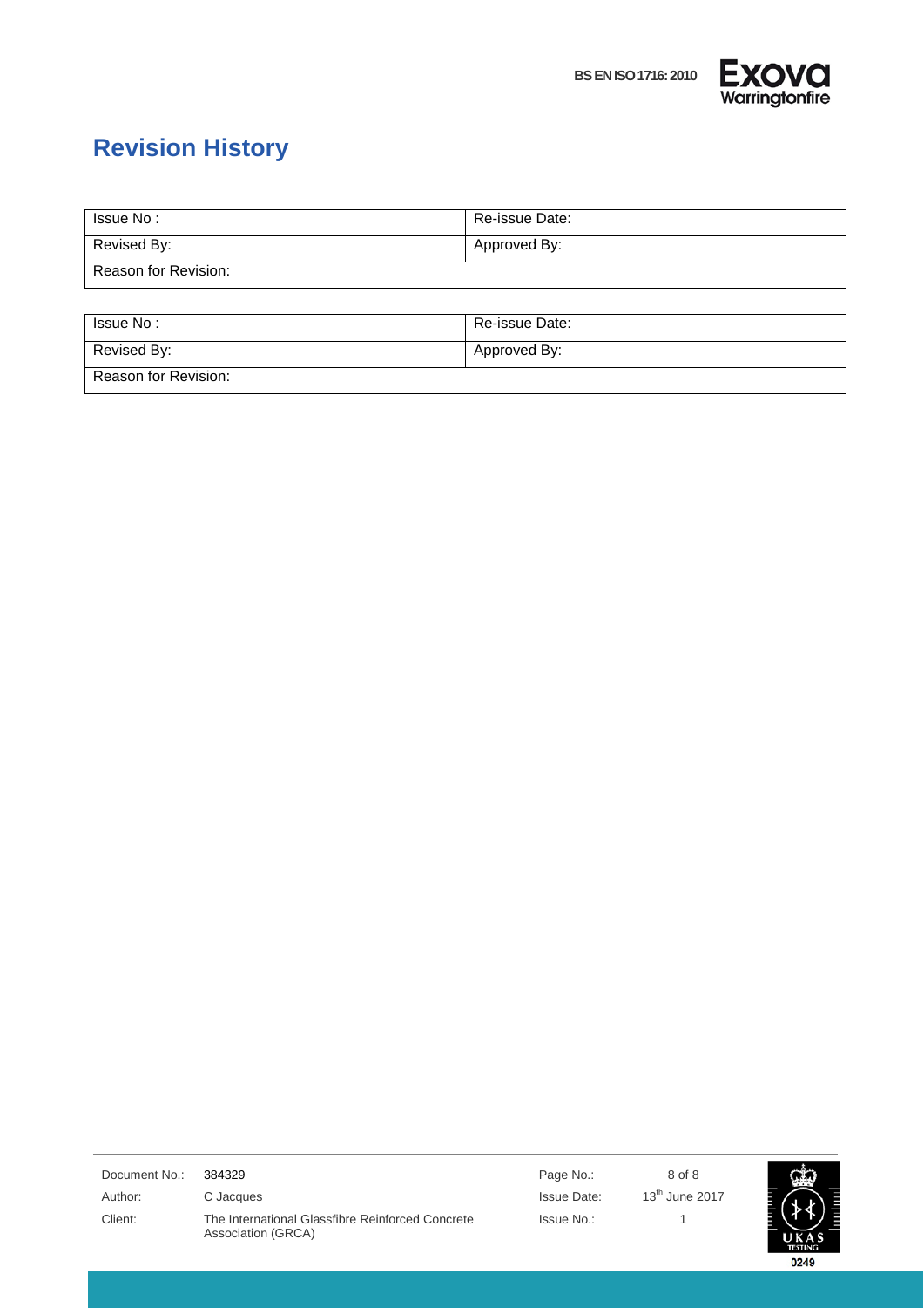# Revision History

| | |
|---|---|
| Issue No : | Re-issue Date: |
| Revised By: | Approved By: |
| Reason for Revision: | |

| | |
|---|---|
| Issue No : | Re-issue Date: |
| Revised By: | Approved By: |
| Reason for Revision: | |